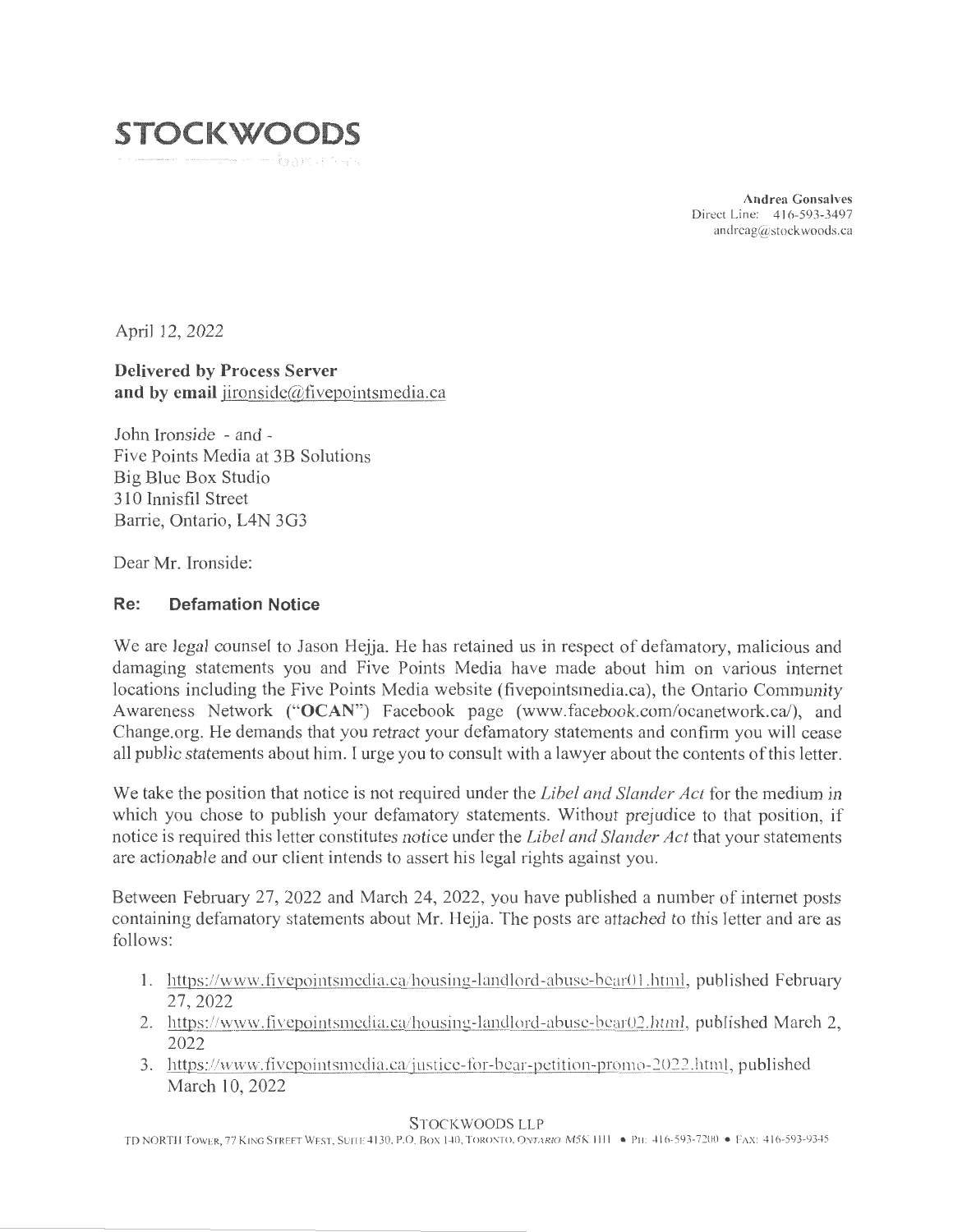# STOCKWOODS

barristers

**Andrea Gonsalves**
Direct Line: 416-593-3497
andreag@stockwoods.ca

April 12, 2022

**Delivered by Process Server**
**and by email** jironside@fivepointsmedia.ca

John Ironside - and -
Five Points Media at 3B Solutions
Big Blue Box Studio
310 Innisfil Street
Barrie, Ontario, L4N 3G3

Dear Mr. Ironside:

## Re: Defamation Notice

We are legal counsel to Jason Hejja. He has retained us in respect of defamatory, malicious and damaging statements you and Five Points Media have made about him on various internet locations including the Five Points Media website (fivepointsmedia.ca), the Ontario Community Awareness Network (**"OCAN"**) Facebook page (www.facebook.com/ocanetwork.ca/), and Change.org. He demands that you retract your defamatory statements and confirm you will cease all public statements about him. I urge you to consult with a lawyer about the contents of this letter.

We take the position that notice is not required under the *Libel and Slander Act* for the medium in which you chose to publish your defamatory statements. Without prejudice to that position, if notice is required this letter constitutes notice under the *Libel and Slander Act* that your statements are actionable and our client intends to assert his legal rights against you.

Between February 27, 2022 and March 24, 2022, you have published a number of internet posts containing defamatory statements about Mr. Hejja. The posts are attached to this letter and are as follows:

1. https://www.fivepointsmedia.ca/housing-landlord-abuse-bear01.html, published February 27, 2022
2. https://www.fivepointsmedia.ca/housing-landlord-abuse-bear02.html, published March 2, 2022
3. https://www.fivepointsmedia.ca/justice-for-bear-petition-promo-2022.html, published March 10, 2022

STOCKWOODS LLP
TD NORTH TOWER, 77 KING STREET WEST, SUITE 4130, P.O. BOX 140, TORONTO, ONTARIO M5K 1H1 • PH: 416-593-7200 • FAX: 416-593-9345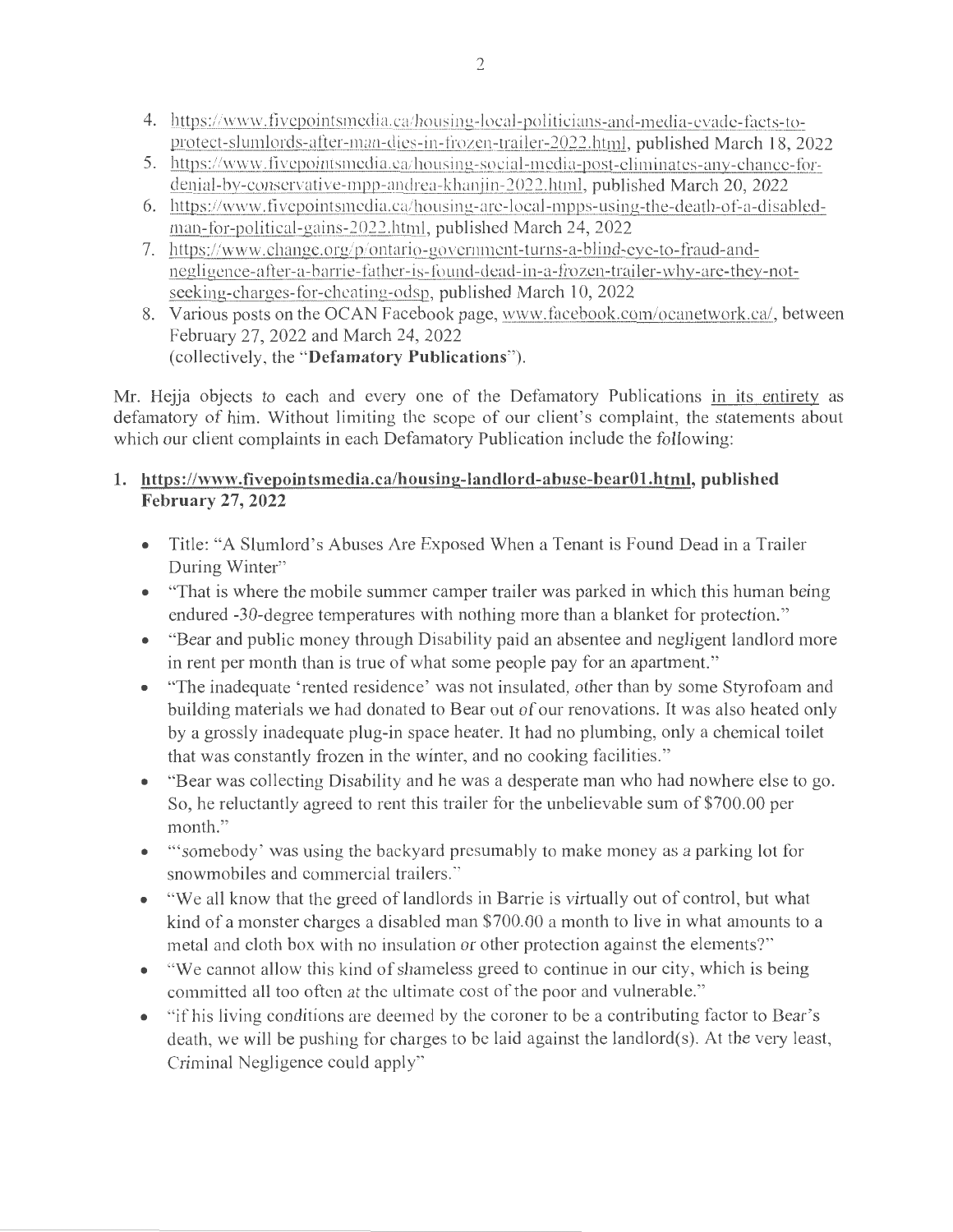4. https://www.fivepointsmedia.ca/housing-local-politicians-and-media-evade-facts-to-protect-slumlords-after-man-dies-in-frozen-trailer-2022.html, published March 18, 2022
5. https://www.fivepointsmedia.ca/housing-social-media-post-eliminates-any-chance-for-denial-by-conservative-mpp-andrea-khanjin-2022.html, published March 20, 2022
6. https://www.fivepointsmedia.ca/housing-are-local-mpps-using-the-death-of-a-disabled-man-for-political-gains-2022.html, published March 24, 2022
7. https://www.change.org/p/ontario-government-turns-a-blind-eye-to-fraud-and-negligence-after-a-barrie-father-is-found-dead-in-a-frozen-trailer-why-are-they-not-seeking-charges-for-cheating-odsp, published March 10, 2022
8. Various posts on the OCAN Facebook page, www.facebook.com/ocanetwork.ca/, between February 27, 2022 and March 24, 2022
   (collectively, the "**Defamatory Publications**").

Mr. Hejja objects to each and every one of the Defamatory Publications <u>in its entirety</u> as defamatory of him. Without limiting the scope of our client's complaint, the statements about which our client complaints in each Defamatory Publication include the following:

1. **<u>https://www.fivepointsmedia.ca/housing-landlord-abuse-bear01.html</u>, published February 27, 2022**

   - Title: "A Slumlord's Abuses Are Exposed When a Tenant is Found Dead in a Trailer During Winter"
   - "That is where the mobile summer camper trailer was parked in which this human being endured -30-degree temperatures with nothing more than a blanket for protection."
   - "Bear and public money through Disability paid an absentee and negligent landlord more in rent per month than is true of what some people pay for an apartment."
   - "The inadequate 'rented residence' was not insulated, other than by some Styrofoam and building materials we had donated to Bear out of our renovations. It was also heated only by a grossly inadequate plug-in space heater. It had no plumbing, only a chemical toilet that was constantly frozen in the winter, and no cooking facilities."
   - "Bear was collecting Disability and he was a desperate man who had nowhere else to go. So, he reluctantly agreed to rent this trailer for the unbelievable sum of $700.00 per month."
   - "'somebody' was using the backyard presumably to make money as a parking lot for snowmobiles and commercial trailers."
   - "We all know that the greed of landlords in Barrie is virtually out of control, but what kind of a monster charges a disabled man $700.00 a month to live in what amounts to a metal and cloth box with no insulation or other protection against the elements?"
   - "We cannot allow this kind of shameless greed to continue in our city, which is being committed all too often at the ultimate cost of the poor and vulnerable."
   - "if his living conditions are deemed by the coroner to be a contributing factor to Bear's death, we will be pushing for charges to be laid against the landlord(s). At the very least, Criminal Negligence could apply"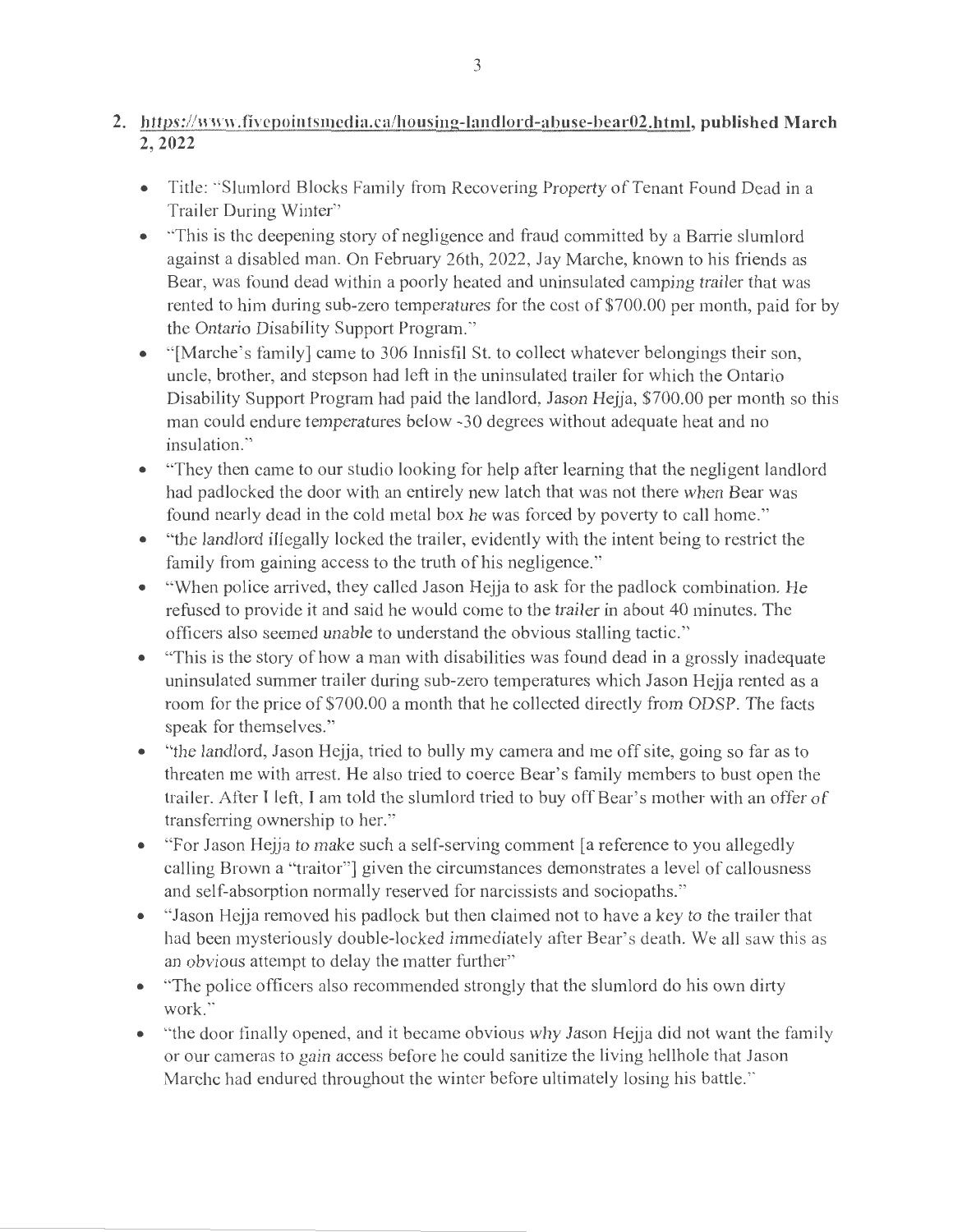2. **https://www.fivepointsmedia.ca/housing-landlord-abuse-bear02.html, published March 2, 2022**

   - Title: "Slumlord Blocks Family from Recovering Property of Tenant Found Dead in a Trailer During Winter"
   - "This is the deepening story of negligence and fraud committed by a Barrie slumlord against a disabled man. On February 26th, 2022, Jay Marche, known to his friends as Bear, was found dead within a poorly heated and uninsulated camping trailer that was rented to him during sub-zero temperatures for the cost of $700.00 per month, paid for by the Ontario Disability Support Program."
   - "[Marche's family] came to 306 Innisfil St. to collect whatever belongings their son, uncle, brother, and stepson had left in the uninsulated trailer for which the Ontario Disability Support Program had paid the landlord, Jason Hejja, $700.00 per month so this man could endure temperatures below -30 degrees without adequate heat and no insulation."
   - "They then came to our studio looking for help after learning that the negligent landlord had padlocked the door with an entirely new latch that was not there when Bear was found nearly dead in the cold metal box he was forced by poverty to call home."
   - "the landlord illegally locked the trailer, evidently with the intent being to restrict the family from gaining access to the truth of his negligence."
   - "When police arrived, they called Jason Hejja to ask for the padlock combination. He refused to provide it and said he would come to the trailer in about 40 minutes. The officers also seemed unable to understand the obvious stalling tactic."
   - "This is the story of how a man with disabilities was found dead in a grossly inadequate uninsulated summer trailer during sub-zero temperatures which Jason Hejja rented as a room for the price of $700.00 a month that he collected directly from ODSP. The facts speak for themselves."
   - "the landlord, Jason Hejja, tried to bully my camera and me off site, going so far as to threaten me with arrest. He also tried to coerce Bear's family members to bust open the trailer. After I left, I am told the slumlord tried to buy off Bear's mother with an offer of transferring ownership to her."
   - "For Jason Hejja to make such a self-serving comment [a reference to you allegedly calling Brown a "traitor"] given the circumstances demonstrates a level of callousness and self-absorption normally reserved for narcissists and sociopaths."
   - "Jason Hejja removed his padlock but then claimed not to have a key to the trailer that had been mysteriously double-locked immediately after Bear's death. We all saw this as an obvious attempt to delay the matter further"
   - "The police officers also recommended strongly that the slumlord do his own dirty work."
   - "the door finally opened, and it became obvious why Jason Hejja did not want the family or our cameras to gain access before he could sanitize the living hellhole that Jason Marche had endured throughout the winter before ultimately losing his battle."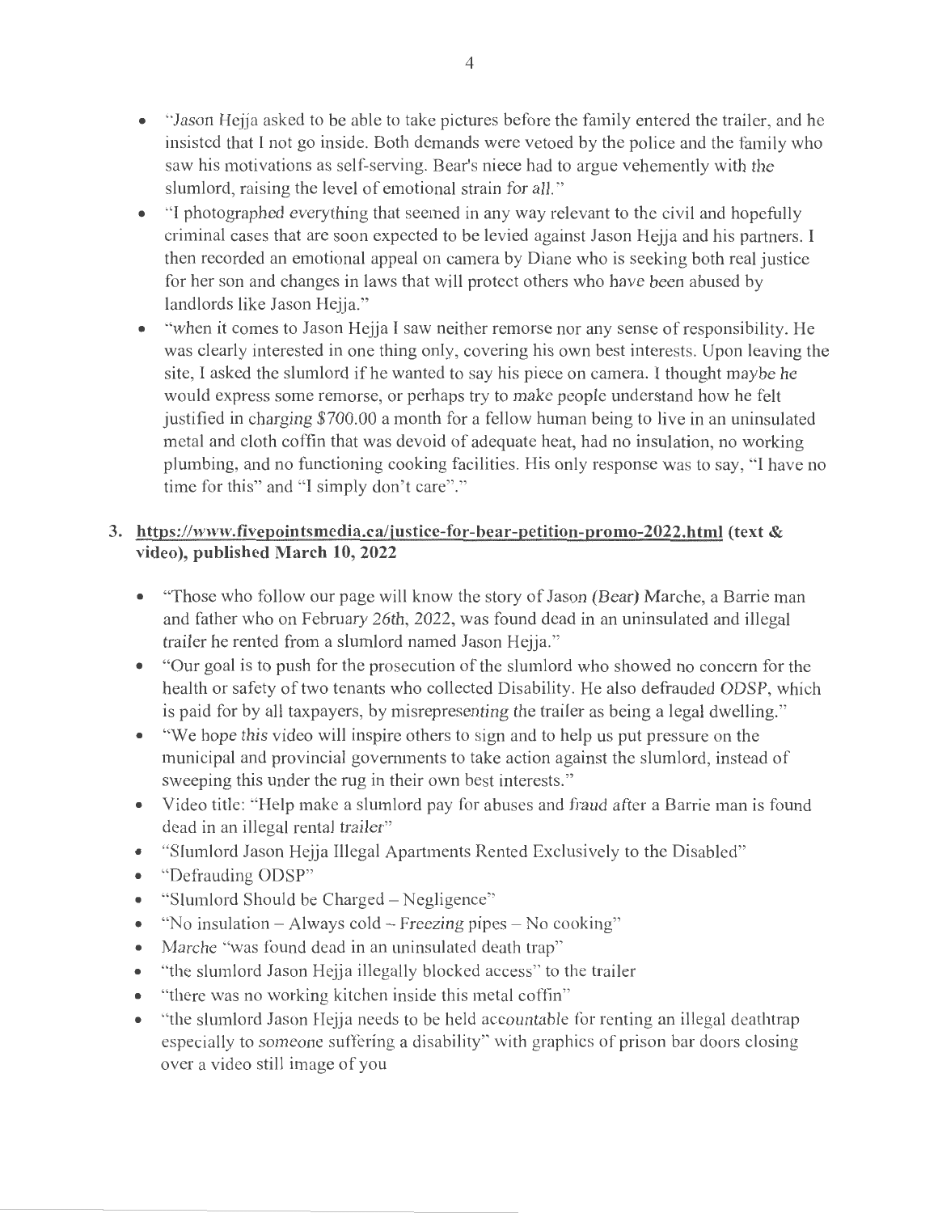- "Jason Hejja asked to be able to take pictures before the family entered the trailer, and he insisted that I not go inside. Both demands were vetoed by the police and the family who saw his motivations as self-serving. Bear's niece had to argue vehemently with the slumlord, raising the level of emotional strain for all."
- "I photographed everything that seemed in any way relevant to the civil and hopefully criminal cases that are soon expected to be levied against Jason Hejja and his partners. I then recorded an emotional appeal on camera by Diane who is seeking both real justice for her son and changes in laws that will protect others who have been abused by landlords like Jason Hejja."
- "when it comes to Jason Hejja I saw neither remorse nor any sense of responsibility. He was clearly interested in one thing only, covering his own best interests. Upon leaving the site, I asked the slumlord if he wanted to say his piece on camera. I thought maybe he would express some remorse, or perhaps try to make people understand how he felt justified in charging $700.00 a month for a fellow human being to live in an uninsulated metal and cloth coffin that was devoid of adequate heat, had no insulation, no working plumbing, and no functioning cooking facilities. His only response was to say, "I have no time for this" and "I simply don't care"."

3. **https://www.fivepointsmedia.ca/justice-for-bear-petition-promo-2022.html (text & video), published March 10, 2022**

   - "Those who follow our page will know the story of Jason (Bear) Marche, a Barrie man and father who on February 26th, 2022, was found dead in an uninsulated and illegal trailer he rented from a slumlord named Jason Hejja."
   - "Our goal is to push for the prosecution of the slumlord who showed no concern for the health or safety of two tenants who collected Disability. He also defrauded ODSP, which is paid for by all taxpayers, by misrepresenting the trailer as being a legal dwelling."
   - "We hope this video will inspire others to sign and to help us put pressure on the municipal and provincial governments to take action against the slumlord, instead of sweeping this under the rug in their own best interests."
   - Video title: "Help make a slumlord pay for abuses and fraud after a Barrie man is found dead in an illegal rental trailer"
   - "Slumlord Jason Hejja Illegal Apartments Rented Exclusively to the Disabled"
   - "Defrauding ODSP"
   - "Slumlord Should be Charged – Negligence"
   - "No insulation – Always cold – Freezing pipes – No cooking"
   - Marche "was found dead in an uninsulated death trap"
   - "the slumlord Jason Hejja illegally blocked access" to the trailer
   - "there was no working kitchen inside this metal coffin"
   - "the slumlord Jason Hejja needs to be held accountable for renting an illegal deathtrap especially to someone suffering a disability" with graphics of prison bar doors closing over a video still image of you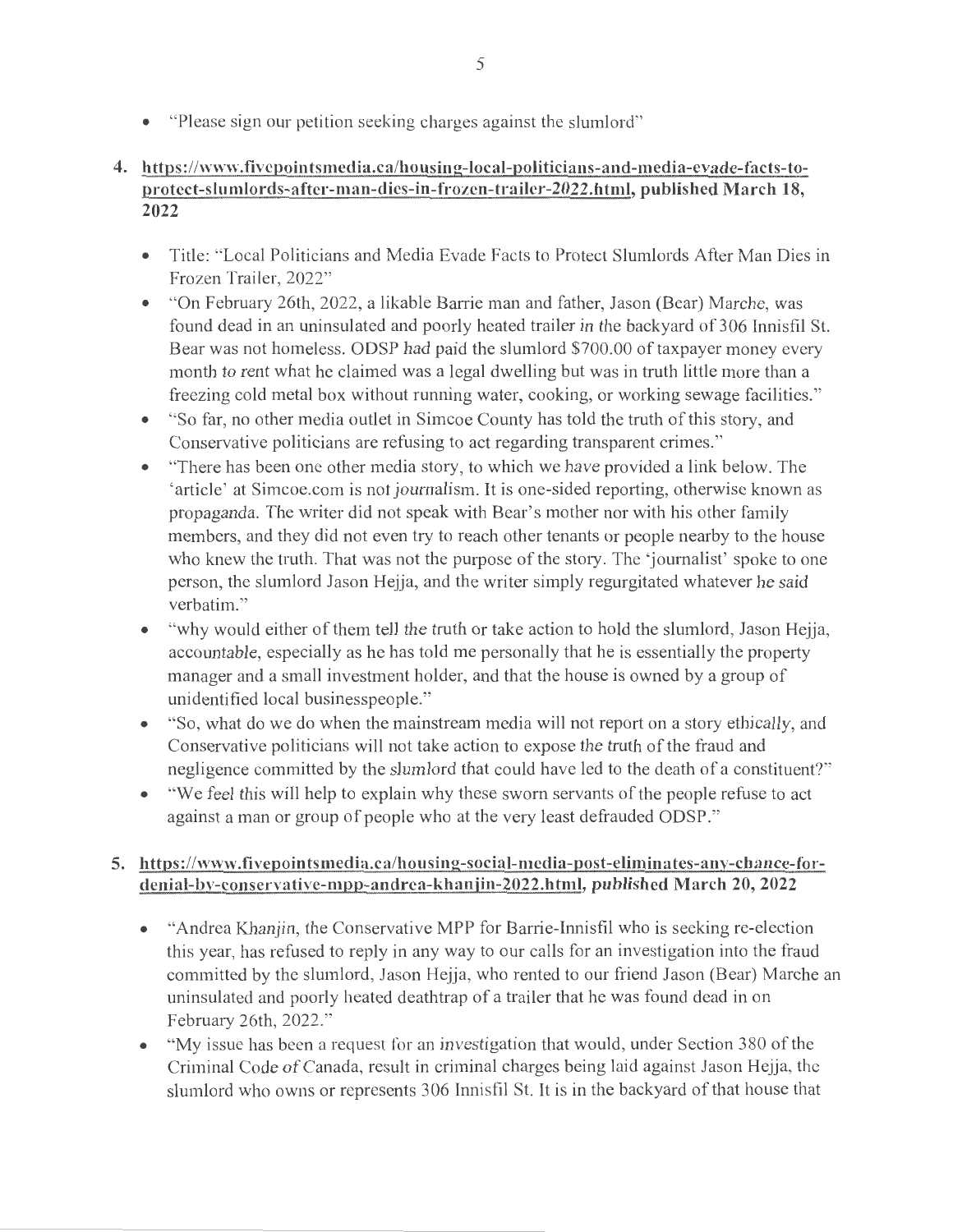- "Please sign our petition seeking charges against the slumlord"

4. **https://www.fivepointsmedia.ca/housing-local-politicians-and-media-evade-facts-to-protect-slumlords-after-man-dies-in-frozen-trailer-2022.html, published March 18, 2022**

   - Title: "Local Politicians and Media Evade Facts to Protect Slumlords After Man Dies in Frozen Trailer, 2022"
   - "On February 26th, 2022, a likable Barrie man and father, Jason (Bear) Marche, was found dead in an uninsulated and poorly heated trailer in the backyard of 306 Innisfil St. Bear was not homeless. ODSP had paid the slumlord $700.00 of taxpayer money every month to rent what he claimed was a legal dwelling but was in truth little more than a freezing cold metal box without running water, cooking, or working sewage facilities."
   - "So far, no other media outlet in Simcoe County has told the truth of this story, and Conservative politicians are refusing to act regarding transparent crimes."
   - "There has been one other media story, to which we have provided a link below. The 'article' at Simcoe.com is not journalism. It is one-sided reporting, otherwise known as propaganda. The writer did not speak with Bear's mother nor with his other family members, and they did not even try to reach other tenants or people nearby to the house who knew the truth. That was not the purpose of the story. The 'journalist' spoke to one person, the slumlord Jason Hejja, and the writer simply regurgitated whatever he said verbatim."
   - "why would either of them tell the truth or take action to hold the slumlord, Jason Hejja, accountable, especially as he has told me personally that he is essentially the property manager and a small investment holder, and that the house is owned by a group of unidentified local businesspeople."
   - "So, what do we do when the mainstream media will not report on a story ethically, and Conservative politicians will not take action to expose the truth of the fraud and negligence committed by the slumlord that could have led to the death of a constituent?"
   - "We feel this will help to explain why these sworn servants of the people refuse to act against a man or group of people who at the very least defrauded ODSP."

5. **https://www.fivepointsmedia.ca/housing-social-media-post-eliminates-any-chance-for-denial-by-conservative-mpp-andrea-khanjin-2022.html, published March 20, 2022**

   - "Andrea Khanjin, the Conservative MPP for Barrie-Innisfil who is seeking re-election this year, has refused to reply in any way to our calls for an investigation into the fraud committed by the slumlord, Jason Hejja, who rented to our friend Jason (Bear) Marche an uninsulated and poorly heated deathtrap of a trailer that he was found dead in on February 26th, 2022."
   - "My issue has been a request for an investigation that would, under Section 380 of the Criminal Code of Canada, result in criminal charges being laid against Jason Hejja, the slumlord who owns or represents 306 Innisfil St. It is in the backyard of that house that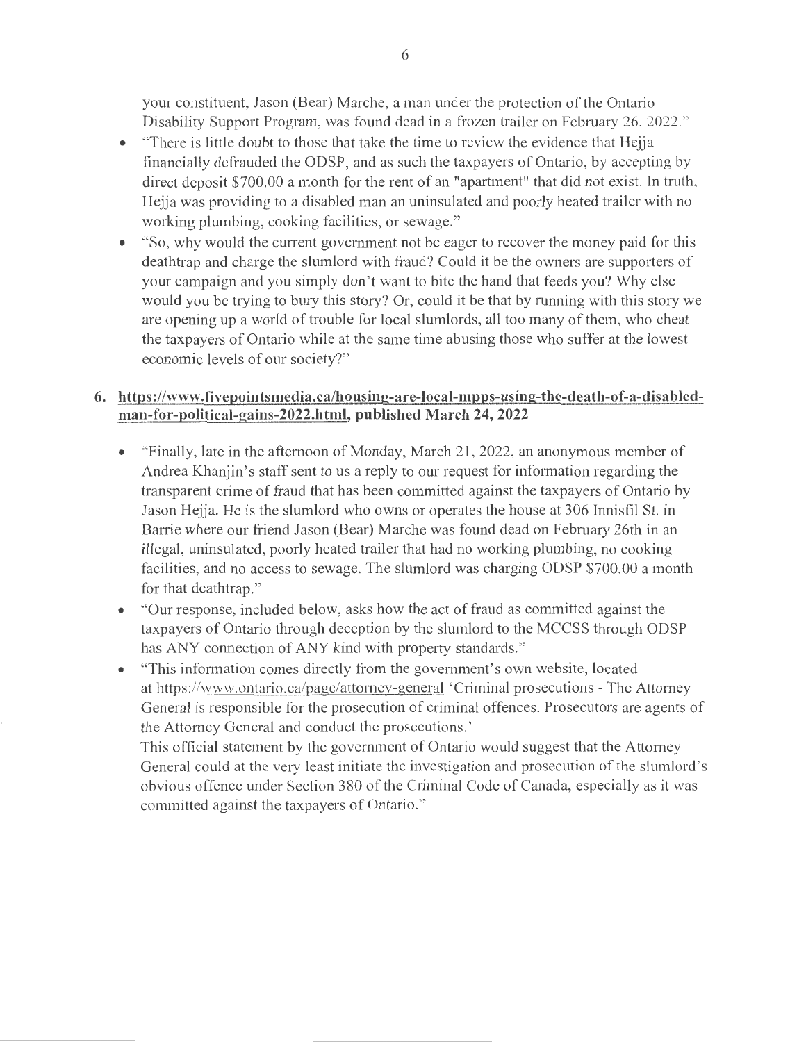your constituent, Jason (Bear) Marche, a man under the protection of the Ontario Disability Support Program, was found dead in a frozen trailer on February 26, 2022."

- "There is little doubt to those that take the time to review the evidence that Hejja financially defrauded the ODSP, and as such the taxpayers of Ontario, by accepting by direct deposit $700.00 a month for the rent of an "apartment" that did not exist. In truth, Hejja was providing to a disabled man an uninsulated and poorly heated trailer with no working plumbing, cooking facilities, or sewage."
- "So, why would the current government not be eager to recover the money paid for this deathtrap and charge the slumlord with fraud? Could it be the owners are supporters of your campaign and you simply don't want to bite the hand that feeds you? Why else would you be trying to bury this story? Or, could it be that by running with this story we are opening up a world of trouble for local slumlords, all too many of them, who cheat the taxpayers of Ontario while at the same time abusing those who suffer at the lowest economic levels of our society?"

6. **https://www.fivepointsmedia.ca/housing-are-local-mpps-using-the-death-of-a-disabled-man-for-political-gains-2022.html, published March 24, 2022**

   - "Finally, late in the afternoon of Monday, March 21, 2022, an anonymous member of Andrea Khanjin's staff sent to us a reply to our request for information regarding the transparent crime of fraud that has been committed against the taxpayers of Ontario by Jason Hejja. He is the slumlord who owns or operates the house at 306 Innisfil St. in Barrie where our friend Jason (Bear) Marche was found dead on February 26th in an illegal, uninsulated, poorly heated trailer that had no working plumbing, no cooking facilities, and no access to sewage. The slumlord was charging ODSP $700.00 a month for that deathtrap."
   - "Our response, included below, asks how the act of fraud as committed against the taxpayers of Ontario through deception by the slumlord to the MCCSS through ODSP has ANY connection of ANY kind with property standards."
   - "This information comes directly from the government's own website, located at https://www.ontario.ca/page/attorney-general 'Criminal prosecutions - The Attorney General is responsible for the prosecution of criminal offences. Prosecutors are agents of the Attorney General and conduct the prosecutions.'
     This official statement by the government of Ontario would suggest that the Attorney General could at the very least initiate the investigation and prosecution of the slumlord's obvious offence under Section 380 of the Criminal Code of Canada, especially as it was committed against the taxpayers of Ontario."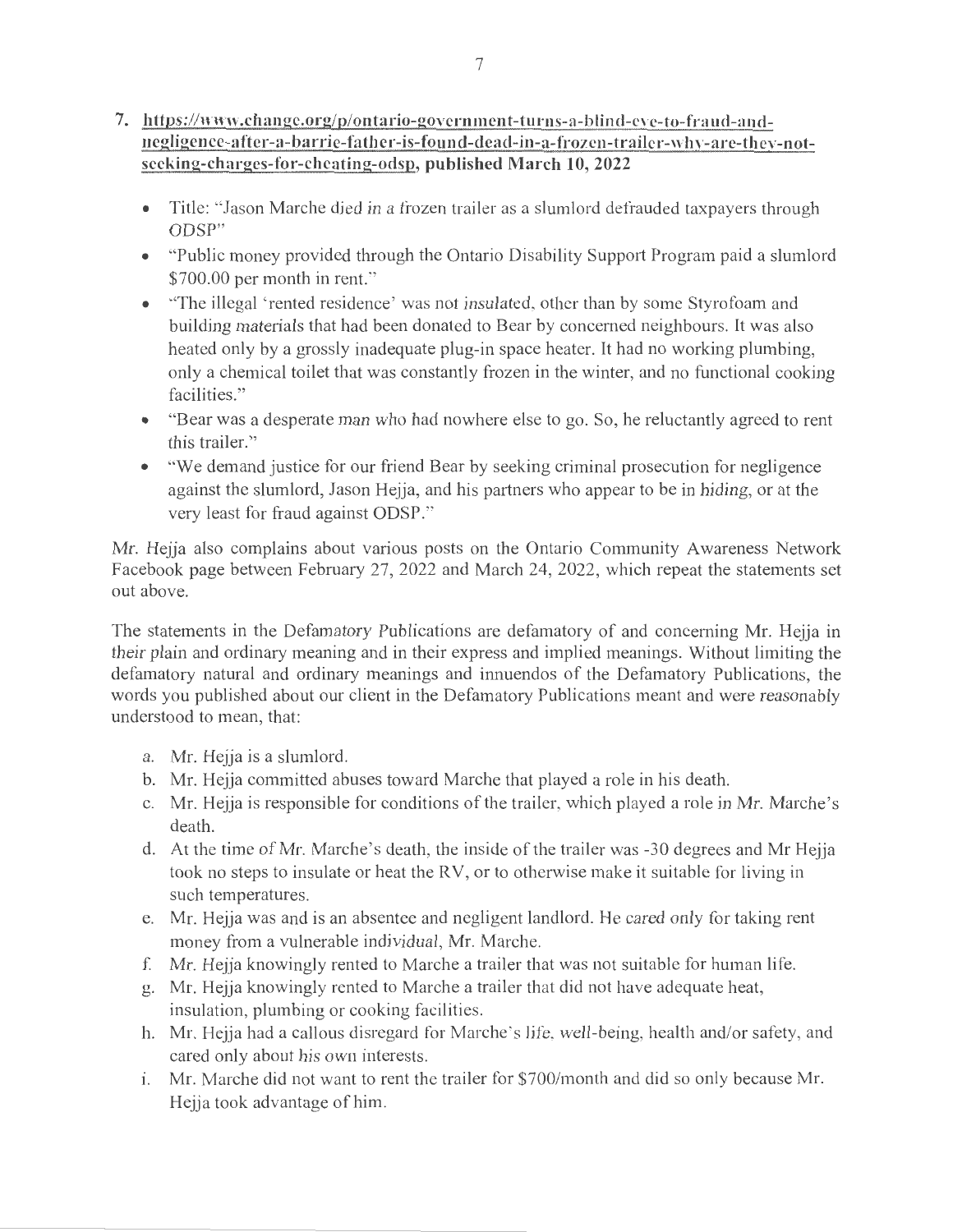7. **https://www.change.org/p/ontario-government-turns-a-blind-eye-to-fraud-and-negligence-after-a-barrie-father-is-found-dead-in-a-frozen-trailer-why-are-they-not-seeking-charges-for-cheating-odsp, published March 10, 2022**

   - Title: "Jason Marche died in a frozen trailer as a slumlord defrauded taxpayers through ODSP"
   - "Public money provided through the Ontario Disability Support Program paid a slumlord \$700.00 per month in rent."
   - "The illegal 'rented residence' was not insulated, other than by some Styrofoam and building materials that had been donated to Bear by concerned neighbours. It was also heated only by a grossly inadequate plug-in space heater. It had no working plumbing, only a chemical toilet that was constantly frozen in the winter, and no functional cooking facilities."
   - "Bear was a desperate man who had nowhere else to go. So, he reluctantly agreed to rent this trailer."
   - "We demand justice for our friend Bear by seeking criminal prosecution for negligence against the slumlord, Jason Hejja, and his partners who appear to be in hiding, or at the very least for fraud against ODSP."

Mr. Hejja also complains about various posts on the Ontario Community Awareness Network Facebook page between February 27, 2022 and March 24, 2022, which repeat the statements set out above.

The statements in the Defamatory Publications are defamatory of and concerning Mr. Hejja in their plain and ordinary meaning and in their express and implied meanings. Without limiting the defamatory natural and ordinary meanings and innuendos of the Defamatory Publications, the words you published about our client in the Defamatory Publications meant and were reasonably understood to mean, that:

a. Mr. Hejja is a slumlord.
b. Mr. Hejja committed abuses toward Marche that played a role in his death.
c. Mr. Hejja is responsible for conditions of the trailer, which played a role in Mr. Marche's death.
d. At the time of Mr. Marche's death, the inside of the trailer was -30 degrees and Mr Hejja took no steps to insulate or heat the RV, or to otherwise make it suitable for living in such temperatures.
e. Mr. Hejja was and is an absentee and negligent landlord. He cared only for taking rent money from a vulnerable individual, Mr. Marche.
f. Mr. Hejja knowingly rented to Marche a trailer that was not suitable for human life.
g. Mr. Hejja knowingly rented to Marche a trailer that did not have adequate heat, insulation, plumbing or cooking facilities.
h. Mr. Hejja had a callous disregard for Marche's life, well-being, health and/or safety, and cared only about his own interests.
i. Mr. Marche did not want to rent the trailer for \$700/month and did so only because Mr. Hejja took advantage of him.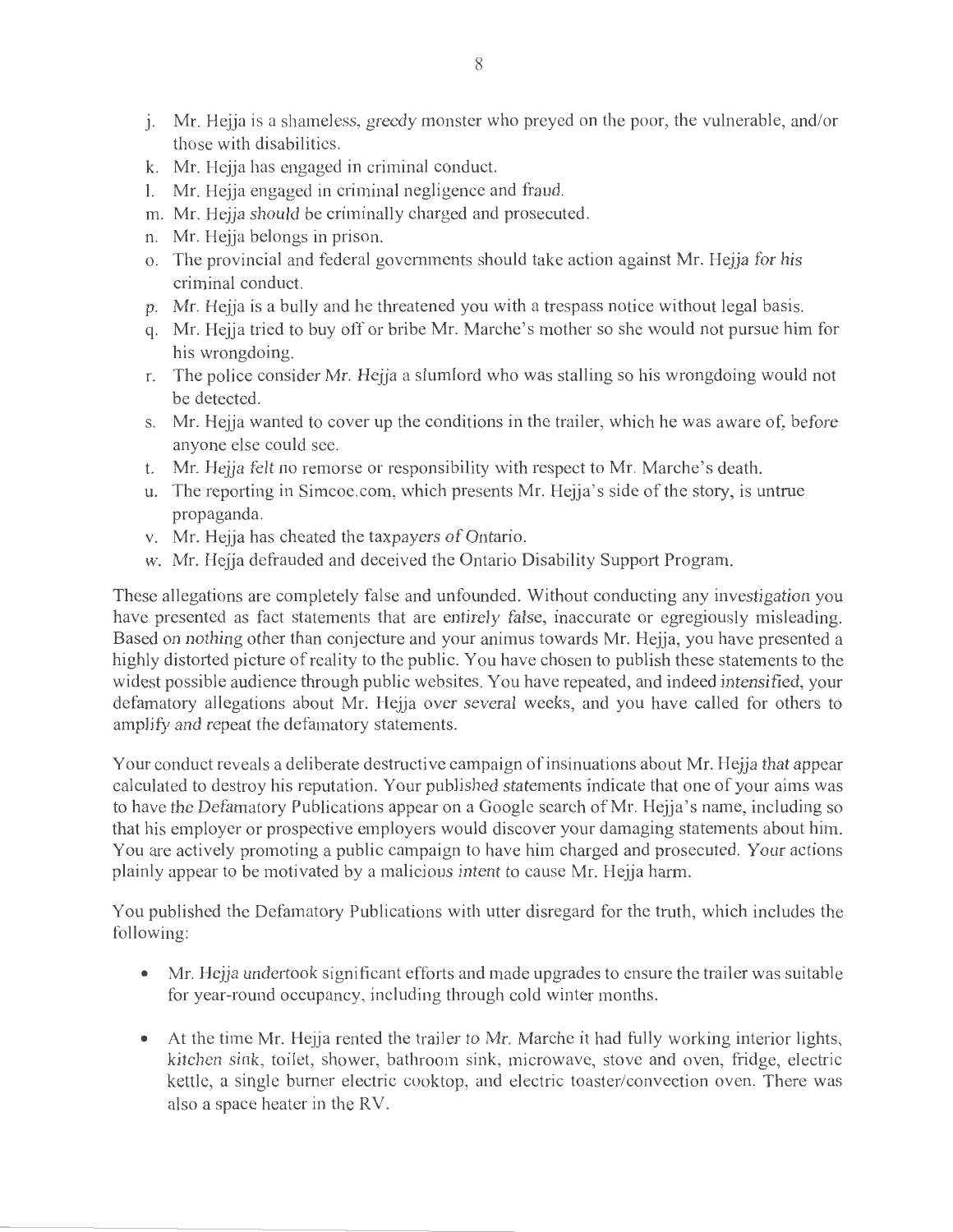j. Mr. Hejja is a shameless, greedy monster who preyed on the poor, the vulnerable, and/or those with disabilities.
k. Mr. Hejja has engaged in criminal conduct.
l. Mr. Hejja engaged in criminal negligence and fraud.
m. Mr. Hejja should be criminally charged and prosecuted.
n. Mr. Hejja belongs in prison.
o. The provincial and federal governments should take action against Mr. Hejja for his criminal conduct.
p. Mr. Hejja is a bully and he threatened you with a trespass notice without legal basis.
q. Mr. Hejja tried to buy off or bribe Mr. Marche's mother so she would not pursue him for his wrongdoing.
r. The police consider Mr. Hejja a slumlord who was stalling so his wrongdoing would not be detected.
s. Mr. Hejja wanted to cover up the conditions in the trailer, which he was aware of, before anyone else could see.
t. Mr. Hejja felt no remorse or responsibility with respect to Mr. Marche's death.
u. The reporting in Simcoe.com, which presents Mr. Hejja's side of the story, is untrue propaganda.
v. Mr. Hejja has cheated the taxpayers of Ontario.
w. Mr. Hejja defrauded and deceived the Ontario Disability Support Program.

These allegations are completely false and unfounded. Without conducting any investigation you have presented as fact statements that are entirely false, inaccurate or egregiously misleading. Based on nothing other than conjecture and your animus towards Mr. Hejja, you have presented a highly distorted picture of reality to the public. You have chosen to publish these statements to the widest possible audience through public websites. You have repeated, and indeed intensified, your defamatory allegations about Mr. Hejja over several weeks, and you have called for others to amplify and repeat the defamatory statements.

Your conduct reveals a deliberate destructive campaign of insinuations about Mr. Hejja that appear calculated to destroy his reputation. Your published statements indicate that one of your aims was to have the Defamatory Publications appear on a Google search of Mr. Hejja's name, including so that his employer or prospective employers would discover your damaging statements about him. You are actively promoting a public campaign to have him charged and prosecuted. Your actions plainly appear to be motivated by a malicious intent to cause Mr. Hejja harm.

You published the Defamatory Publications with utter disregard for the truth, which includes the following:

- Mr. Hejja undertook significant efforts and made upgrades to ensure the trailer was suitable for year-round occupancy, including through cold winter months.

- At the time Mr. Hejja rented the trailer to Mr. Marche it had fully working interior lights, kitchen sink, toilet, shower, bathroom sink, microwave, stove and oven, fridge, electric kettle, a single burner electric cooktop, and electric toaster/convection oven. There was also a space heater in the RV.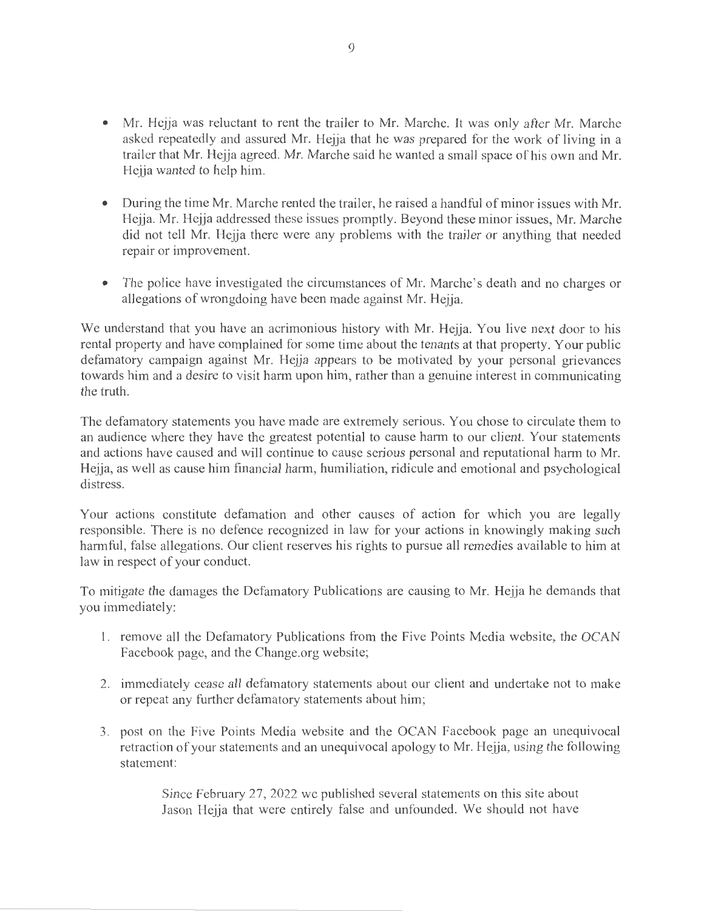- Mr. Hejja was reluctant to rent the trailer to Mr. Marche. It was only after Mr. Marche asked repeatedly and assured Mr. Hejja that he was prepared for the work of living in a trailer that Mr. Hejja agreed. Mr. Marche said he wanted a small space of his own and Mr. Hejja wanted to help him.

- During the time Mr. Marche rented the trailer, he raised a handful of minor issues with Mr. Hejja. Mr. Hejja addressed these issues promptly. Beyond these minor issues, Mr. Marche did not tell Mr. Hejja there were any problems with the trailer or anything that needed repair or improvement.

- The police have investigated the circumstances of Mr. Marche's death and no charges or allegations of wrongdoing have been made against Mr. Hejja.

We understand that you have an acrimonious history with Mr. Hejja. You live next door to his rental property and have complained for some time about the tenants at that property. Your public defamatory campaign against Mr. Hejja appears to be motivated by your personal grievances towards him and a desire to visit harm upon him, rather than a genuine interest in communicating the truth.

The defamatory statements you have made are extremely serious. You chose to circulate them to an audience where they have the greatest potential to cause harm to our client. Your statements and actions have caused and will continue to cause serious personal and reputational harm to Mr. Hejja, as well as cause him financial harm, humiliation, ridicule and emotional and psychological distress.

Your actions constitute defamation and other causes of action for which you are legally responsible. There is no defence recognized in law for your actions in knowingly making such harmful, false allegations. Our client reserves his rights to pursue all remedies available to him at law in respect of your conduct.

To mitigate the damages the Defamatory Publications are causing to Mr. Hejja he demands that you immediately:

1. remove all the Defamatory Publications from the Five Points Media website, the OCAN Facebook page, and the Change.org website;

2. immediately cease all defamatory statements about our client and undertake not to make or repeat any further defamatory statements about him;

3. post on the Five Points Media website and the OCAN Facebook page an unequivocal retraction of your statements and an unequivocal apology to Mr. Hejja, using the following statement:

> Since February 27, 2022 we published several statements on this site about Jason Hejja that were entirely false and unfounded. We should not have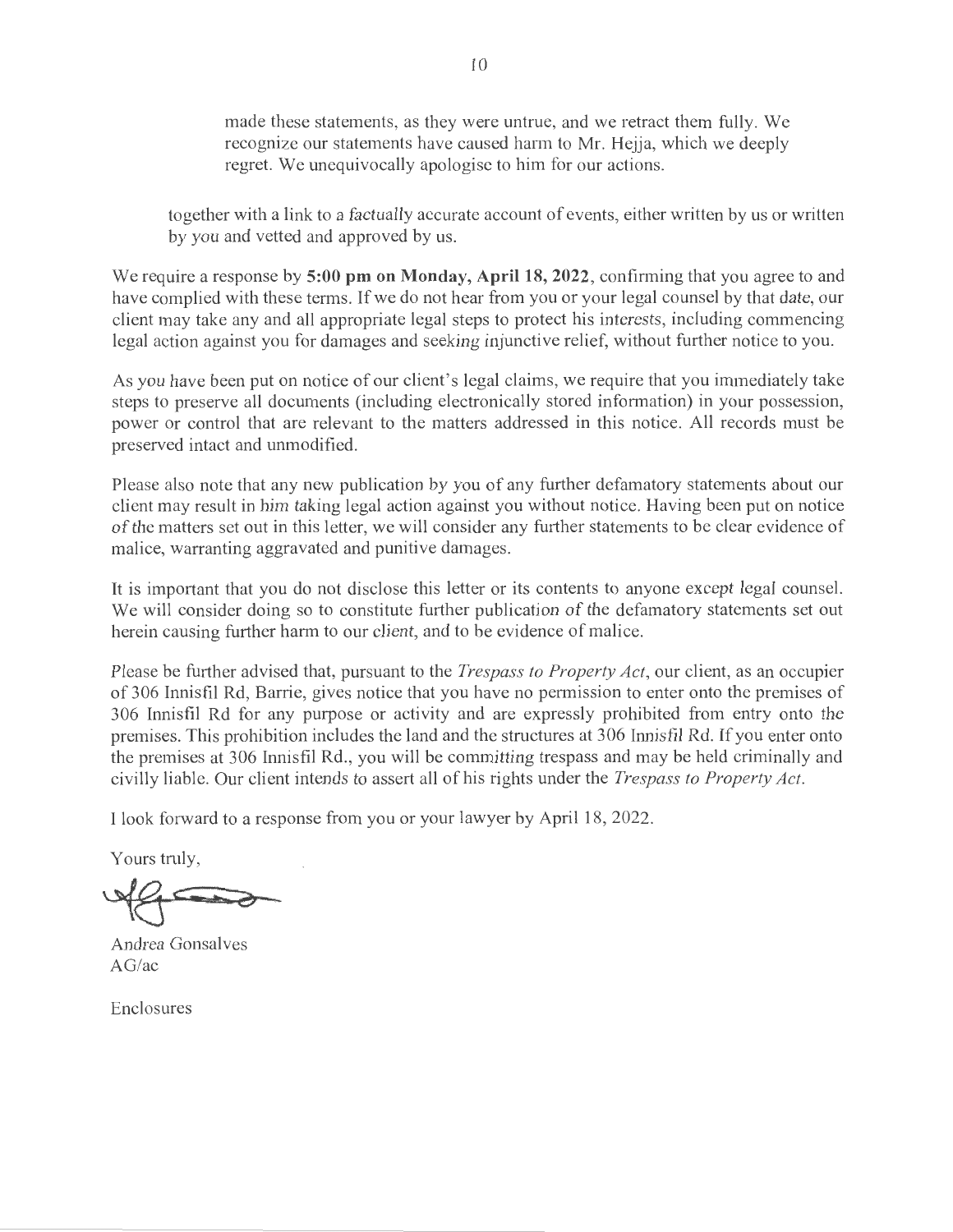made these statements, as they were untrue, and we retract them fully. We recognize our statements have caused harm to Mr. Hejja, which we deeply regret. We unequivocally apologise to him for our actions.

together with a link to a factually accurate account of events, either written by us or written by you and vetted and approved by us.

We require a response by **5:00 pm on Monday, April 18, 2022**, confirming that you agree to and have complied with these terms. If we do not hear from you or your legal counsel by that date, our client may take any and all appropriate legal steps to protect his interests, including commencing legal action against you for damages and seeking injunctive relief, without further notice to you.

As you have been put on notice of our client's legal claims, we require that you immediately take steps to preserve all documents (including electronically stored information) in your possession, power or control that are relevant to the matters addressed in this notice. All records must be preserved intact and unmodified.

Please also note that any new publication by you of any further defamatory statements about our client may result in him taking legal action against you without notice. Having been put on notice of the matters set out in this letter, we will consider any further statements to be clear evidence of malice, warranting aggravated and punitive damages.

It is important that you do not disclose this letter or its contents to anyone except legal counsel. We will consider doing so to constitute further publication of the defamatory statements set out herein causing further harm to our client, and to be evidence of malice.

Please be further advised that, pursuant to the *Trespass to Property Act*, our client, as an occupier of 306 Innisfil Rd, Barrie, gives notice that you have no permission to enter onto the premises of 306 Innisfil Rd for any purpose or activity and are expressly prohibited from entry onto the premises. This prohibition includes the land and the structures at 306 Innisfil Rd. If you enter onto the premises at 306 Innisfil Rd., you will be committing trespass and may be held criminally and civilly liable. Our client intends to assert all of his rights under the *Trespass to Property Act*.

I look forward to a response from you or your lawyer by April 18, 2022.

Yours truly,

Andrea Gonsalves
AG/ac

Enclosures